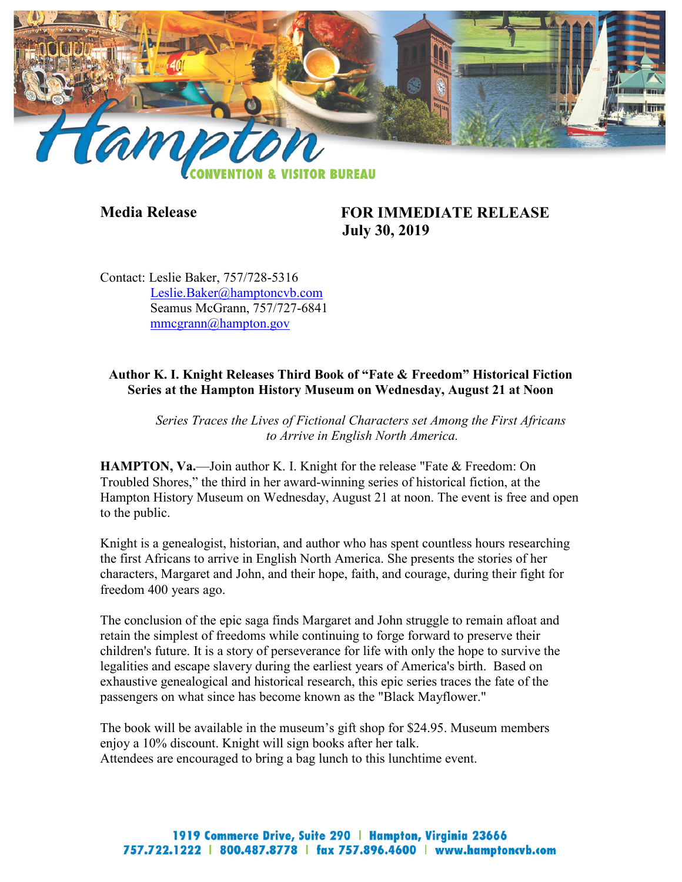Hampton CONVENTION & VISITOR BUREAU

**Media Release** **FOR IMMEDIATE RELEASE**
**July 30, 2019**

Contact: Leslie Baker, 757/728-5316
Leslie.Baker@hamptoncvb.com
Seamus McGrann, 757/727-6841
mmcgrann@hampton.gov

**Author K. I. Knight Releases Third Book of "Fate & Freedom" Historical Fiction Series at the Hampton History Museum on Wednesday, August 21 at Noon**

*Series Traces the Lives of Fictional Characters set Among the First Africans to Arrive in English North America.*

**HAMPTON, Va.**—Join author K. I. Knight for the release "Fate & Freedom: On Troubled Shores," the third in her award-winning series of historical fiction, at the Hampton History Museum on Wednesday, August 21 at noon. The event is free and open to the public.

Knight is a genealogist, historian, and author who has spent countless hours researching the first Africans to arrive in English North America. She presents the stories of her characters, Margaret and John, and their hope, faith, and courage, during their fight for freedom 400 years ago.

The conclusion of the epic saga finds Margaret and John struggle to remain afloat and retain the simplest of freedoms while continuing to forge forward to preserve their children's future. It is a story of perseverance for life with only the hope to survive the legalities and escape slavery during the earliest years of America's birth. Based on exhaustive genealogical and historical research, this epic series traces the fate of the passengers on what since has become known as the "Black Mayflower."

The book will be available in the museum's gift shop for $24.95. Museum members enjoy a 10% discount. Knight will sign books after her talk.
Attendees are encouraged to bring a bag lunch to this lunchtime event.

1919 Commerce Drive, Suite 290 | Hampton, Virginia 23666
757.722.1222 | 800.487.8778 | fax 757.896.4600 | www.hamptoncvb.com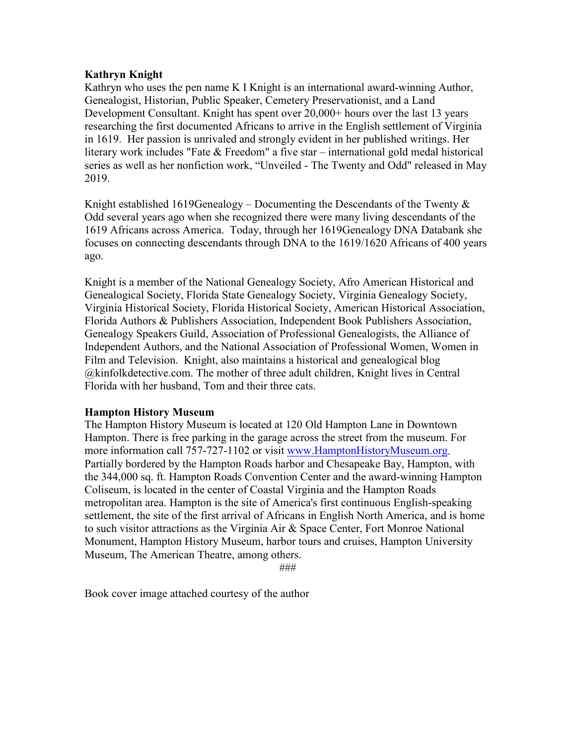**Kathryn Knight**

Kathryn who uses the pen name K I Knight is an international award-winning Author, Genealogist, Historian, Public Speaker, Cemetery Preservationist, and a Land Development Consultant. Knight has spent over 20,000+ hours over the last 13 years researching the first documented Africans to arrive in the English settlement of Virginia in 1619. Her passion is unrivaled and strongly evident in her published writings. Her literary work includes "Fate & Freedom" a five star – international gold medal historical series as well as her nonfiction work, "Unveiled - The Twenty and Odd" released in May 2019.

Knight established 1619Genealogy – Documenting the Descendants of the Twenty & Odd several years ago when she recognized there were many living descendants of the 1619 Africans across America. Today, through her 1619Genealogy DNA Databank she focuses on connecting descendants through DNA to the 1619/1620 Africans of 400 years ago.

Knight is a member of the National Genealogy Society, Afro American Historical and Genealogical Society, Florida State Genealogy Society, Virginia Genealogy Society, Virginia Historical Society, Florida Historical Society, American Historical Association, Florida Authors & Publishers Association, Independent Book Publishers Association, Genealogy Speakers Guild, Association of Professional Genealogists, the Alliance of Independent Authors, and the National Association of Professional Women, Women in Film and Television. Knight, also maintains a historical and genealogical blog @kinfolkdetective.com. The mother of three adult children, Knight lives in Central Florida with her husband, Tom and their three cats.

**Hampton History Museum**

The Hampton History Museum is located at 120 Old Hampton Lane in Downtown Hampton. There is free parking in the garage across the street from the museum. For more information call 757-727-1102 or visit www.HamptonHistoryMuseum.org. Partially bordered by the Hampton Roads harbor and Chesapeake Bay, Hampton, with the 344,000 sq. ft. Hampton Roads Convention Center and the award-winning Hampton Coliseum, is located in the center of Coastal Virginia and the Hampton Roads metropolitan area. Hampton is the site of America's first continuous English-speaking settlement, the site of the first arrival of Africans in English North America, and is home to such visitor attractions as the Virginia Air & Space Center, Fort Monroe National Monument, Hampton History Museum, harbor tours and cruises, Hampton University Museum, The American Theatre, among others.

###

Book cover image attached courtesy of the author